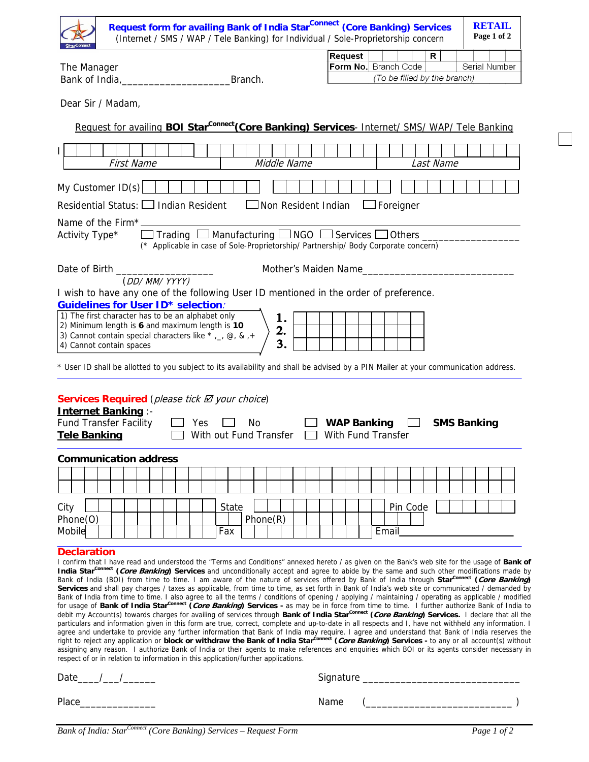# Request form for availing Bank of India Star[Connect] (Core Banking) Services

(Internet / SMS / WAP / Tele Banking) for Individual / Sole-Proprietorship concern

**RETAIL**

| Request Form No. | | R | |
|---|---|---|---|
| | Branch Code | | Serial Number |
| | *(To be filled by the branch)* | | |

The Manager
Bank of India,___________________Branch.

Dear Sir / Madam,

Request for availing **BOI Star[Connect] (Core Banking) Services**- Internet/ SMS/ WAP/ Tele Banking

I

| *First Name* | *Middle Name* | *Last Name* |
|---|---|---|
| | | |

My Customer ID(s)

Residential Status: ☐ Indian Resident ☐ Non Resident Indian ☐ Foreigner

Name of the Firm* ____________________

Activity Type* ☐ Trading ☐ Manufacturing ☐ NGO ☐ Services ☐ Others _________________

(* Applicable in case of Sole-Proprietorship/ Partnership/ Body Corporate concern)

Date of Birth _________________ (*DD/ MM/ YYYY*) Mother's Maiden Name___________________________

I wish to have any one of the following User ID mentioned in the order of preference.

**Guidelines for User ID* selection:**

1) The first character has to be an alphabet only
2) Minimum length is **6** and maximum length is **10**
3) Cannot contain special characters like * ,_, @, & ,+
4) Cannot contain spaces

**1.**
**2.**
**3.**

* User ID shall be allotted to you subject to its availability and shall be advised by a PIN Mailer at your communication address.

**Services Required** (*please tick ☑ your choice*)

**Internet Banking** :-

Fund Transfer Facility ☐ Yes ☐ No ☐ **WAP Banking** ☐ **SMS Banking**

**Tele Banking** ☐ With out Fund Transfer ☐ With Fund Transfer

**Communication address**

City _______ State _______ Pin Code _______

Phone(O) _______ Phone(R) _______

Mobile _______ Fax _______ Email _______

## Declaration

I confirm that I have read and understood the "Terms and Conditions" annexed hereto / as given on the Bank's web site for the usage of **Bank of India Star[Connect] (*Core Banking*) Services** and unconditionally accept and agree to abide by the same and such other modifications made by Bank of India (BOI) from time to time. I am aware of the nature of services offered by Bank of India through **Star[Connect] (*Core Banking*) Services** and shall pay charges / taxes as applicable, from time to time, as set forth in Bank of India's web site or communicated / demanded by Bank of India from time to time. I also agree to all the terms / conditions of opening / applying / maintaining / operating as applicable / modified for usage of **Bank of India Star[Connect] (*Core Banking*) Services -** as may be in force from time to time. I further authorize Bank of India to debit my Account(s) towards charges for availing of services through **Bank of India Star[Connect] (*Core Banking*) Services.** I declare that all the particulars and information given in this form are true, correct, complete and up-to-date in all respects and I, have not withheld any information. I agree and undertake to provide any further information that Bank of India may require. I agree and understand that Bank of India reserves the right to reject any application or **block or withdraw the Bank of India Star[Connect] (*Core Banking*) Services -** to any or all account(s) without assigning any reason. I authorize Bank of India or their agents to make references and enquiries which BOI or its agents consider necessary in respect of or in relation to information in this application/further applications.

Date____/___/______ Signature ___________________________

Place______________ Name (__________________________ )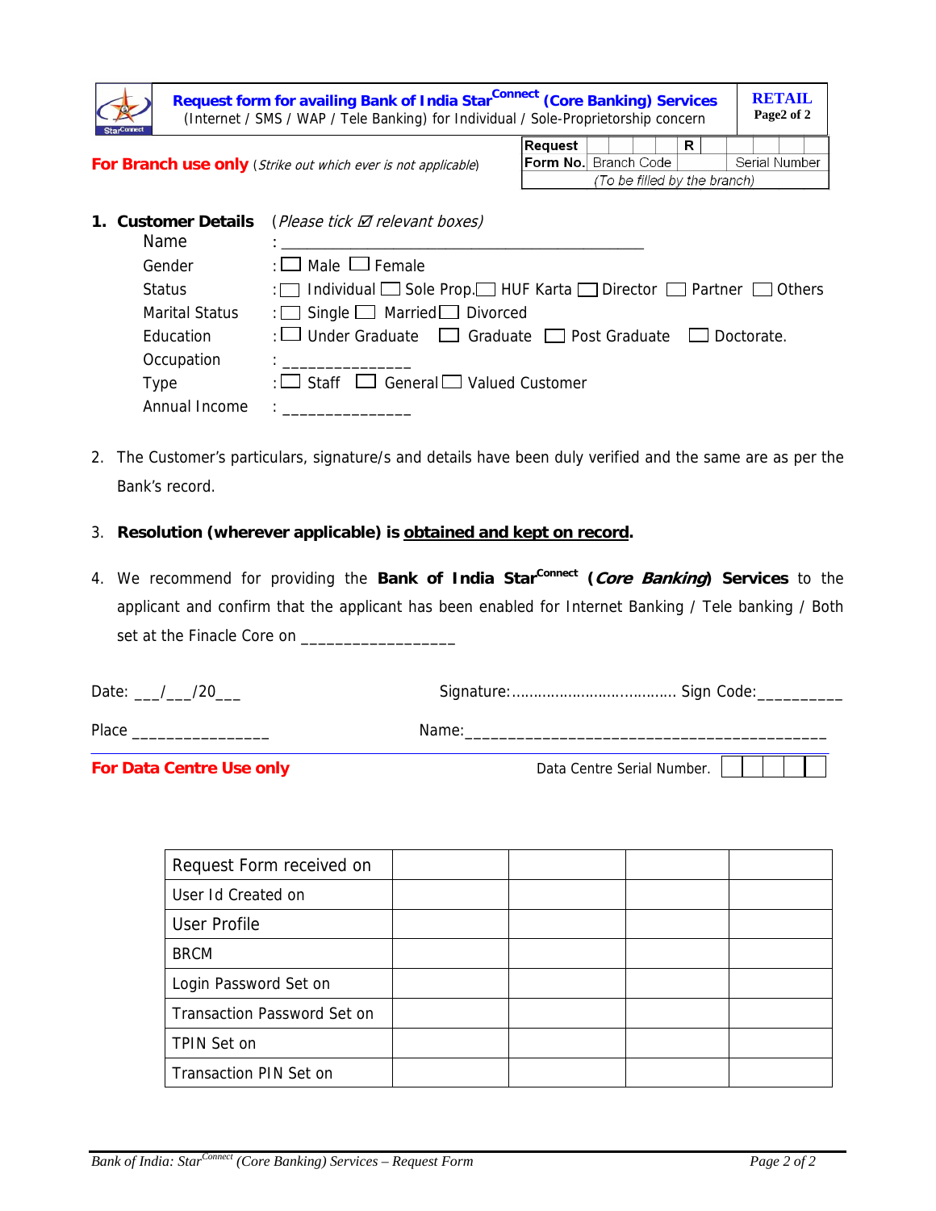| | | |
|---|---|---|
| | **Request form for availing Bank of India Star**$^{Connect}$ **(Core Banking) Services**<br>(Internet / SMS / WAP / Tele Banking) for Individual / Sole-Proprietorship concern | **RETAIL**<br>**Page2 of 2** |

**For Branch use only** (*Strike out which ever is not applicable*)

| **Request Form No.** | Branch Code | | | | | R | | Serial Number | | | | |
|---|---|---|---|---|---|---|---|---|---|---|---|---|
| *(To be filled by the branch)* | | | | | | | | | | | | |

1. **Customer Details** (*Please tick ☑ relevant boxes)*

   Name : ____________________________________________

   Gender : ☐ Male ☐ Female

   Status : ☐ Individual ☐ Sole Prop. ☐ HUF Karta ☐ Director ☐ Partner ☐ Others

   Marital Status : ☐ Single ☐ Married ☐ Divorced

   Education : ☐ Under Graduate ☐ Graduate ☐ Post Graduate ☐ Doctorate.

   Occupation : ______________

   Type : ☐ Staff ☐ General ☐ Valued Customer

   Annual Income : ______________

2. The Customer's particulars, signature/s and details have been duly verified and the same are as per the Bank's record.

3. **Resolution (wherever applicable) is obtained and kept on record.**

4. We recommend for providing the **Bank of India Star**$^{Connect}$ **(*Core Banking*) Services** to the applicant and confirm that the applicant has been enabled for Internet Banking / Tele banking / Both set at the Finacle Core on _________________

Date: ___/___/20___ Signature:...................................... Sign Code:__________

Place _______________ Name:_________________________________________

**For Data Centre Use only** Data Centre Serial Number. ☐☐☐☐☐

| | | | | |
|---|---|---|---|---|
| Request Form received on | | | | |
| User Id Created on | | | | |
| User Profile | | | | |
| BRCM | | | | |
| Login Password Set on | | | | |
| Transaction Password Set on | | | | |
| TPIN Set on | | | | |
| Transaction PIN Set on | | | | |